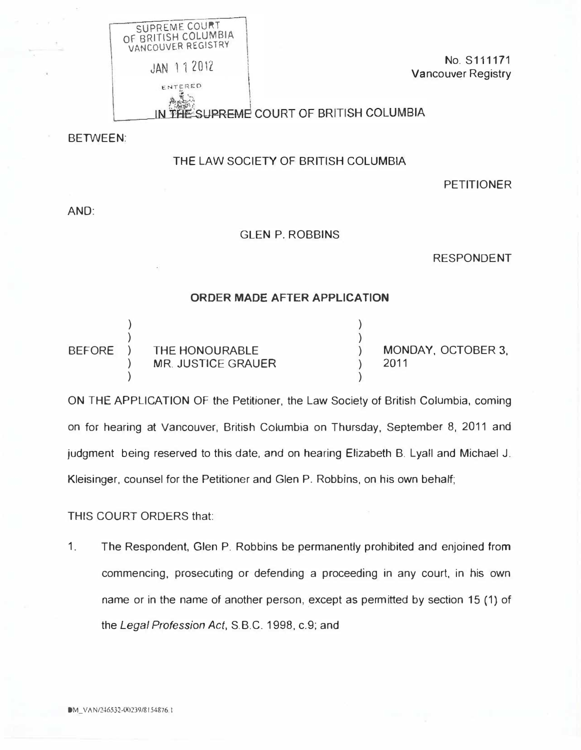SUPREME COURT OF BRITISH COLUMBIA
VANCOUVER REGISTRY

JAN 11 2012

ENTERED

No. S111171
Vancouver Registry

IN THE SUPREME COURT OF BRITISH COLUMBIA

BETWEEN:

THE LAW SOCIETY OF BRITISH COLUMBIA

PETITIONER

AND:

GLEN P. ROBBINS

RESPONDENT

**ORDER MADE AFTER APPLICATION**

| | | |
|---|---|---|
| BEFORE | THE HONOURABLE MR. JUSTICE GRAUER | MONDAY, OCTOBER 3, 2011 |

ON THE APPLICATION OF the Petitioner, the Law Society of British Columbia, coming on for hearing at Vancouver, British Columbia on Thursday, September 8, 2011 and judgment being reserved to this date, and on hearing Elizabeth B. Lyall and Michael J. Kleisinger, counsel for the Petitioner and Glen P. Robbins, on his own behalf;

THIS COURT ORDERS that:

1. The Respondent, Glen P. Robbins be permanently prohibited and enjoined from commencing, prosecuting or defending a proceeding in any court, in his own name or in the name of another person, except as permitted by section 15 (1) of the *Legal Profession Act*, S.B.C. 1998, c.9; and

DM_VAN/246532-00239/8154876.1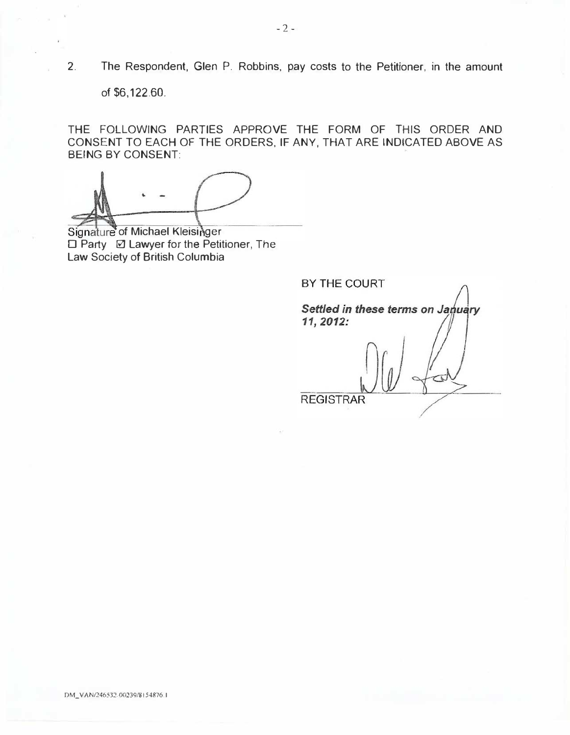2. The Respondent, Glen P. Robbins, pay costs to the Petitioner, in the amount of $6,122.60.

THE FOLLOWING PARTIES APPROVE THE FORM OF THIS ORDER AND CONSENT TO EACH OF THE ORDERS, IF ANY, THAT ARE INDICATED ABOVE AS BEING BY CONSENT:

Signature of Michael Kleisinger
☐ Party ☑ Lawyer for the Petitioner, The Law Society of British Columbia

BY THE COURT

***Settled in these terms on January 11, 2012:***

REGISTRAR

DM_VAN/246532-00239/8154876.1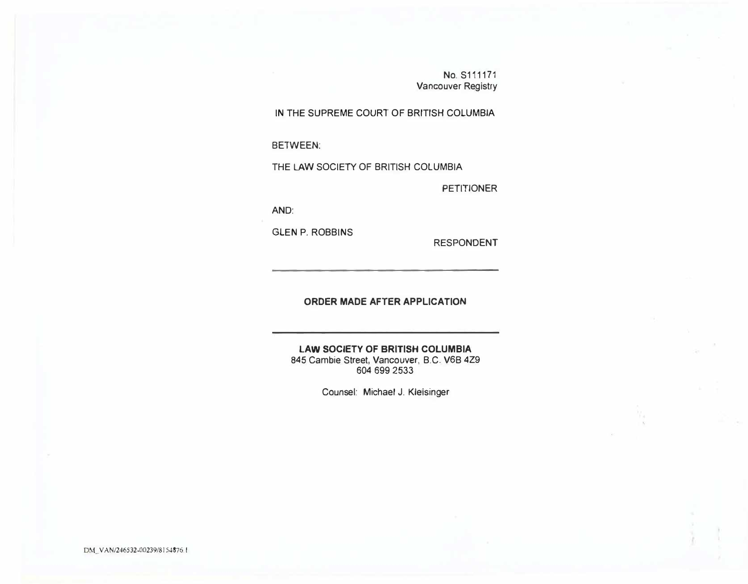No. S111171
Vancouver Registry

IN THE SUPREME COURT OF BRITISH COLUMBIA

BETWEEN:

THE LAW SOCIETY OF BRITISH COLUMBIA

PETITIONER

AND:

GLEN P. ROBBINS

RESPONDENT

---

**ORDER MADE AFTER APPLICATION**

---

**LAW SOCIETY OF BRITISH COLUMBIA**
845 Cambie Street, Vancouver, B.C. V6B 4Z9
604 699 2533

Counsel: Michael J. Kleisinger

DM_VAN/246532-00239/8154876.1